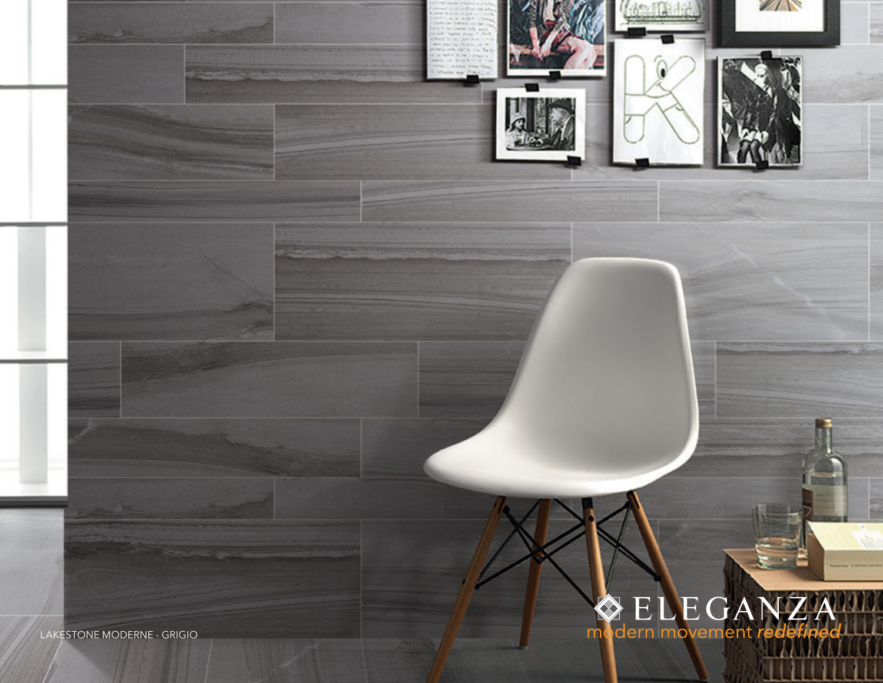LAKESTONE MODERNE - GRIGIO

ELEGANZA

modern movement *redefined*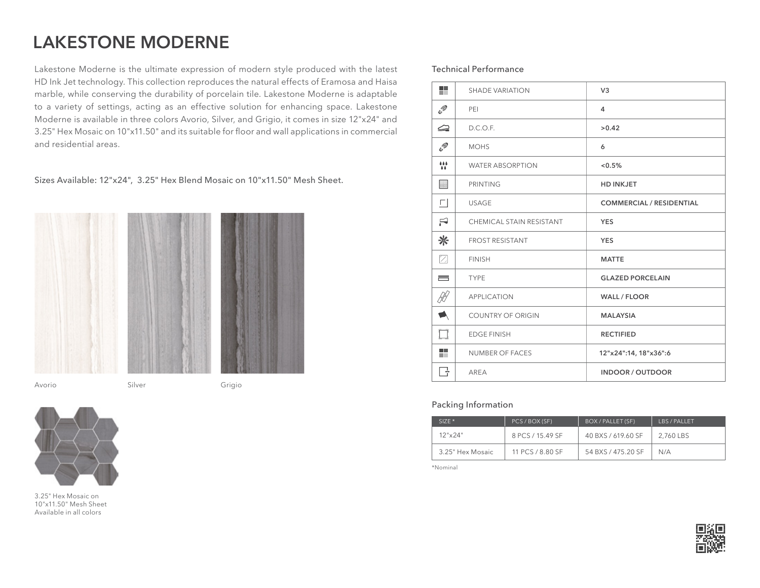# LAKESTONE MODERNE

Lakestone Moderne is the ultimate expression of modern style produced with the latest HD Ink Jet technology. This collection reproduces the natural effects of Eramosa and Haisa marble, while conserving the durability of porcelain tile. Lakestone Moderne is adaptable to a variety of settings, acting as an effective solution for enhancing space. Lakestone Moderne is available in three colors Avorio, Silver, and Grigio, it comes in size 12"x24" and 3.25" Hex Mosaic on 10"x11.50" and its suitable for floor and wall applications in commercial and residential areas.

Sizes Available: 12"x24", 3.25" Hex Blend Mosaic on 10"x11.50" Mesh Sheet.

Avorio

Silver

Grigio

3.25" Hex Mosaic on 10"x11.50" Mesh Sheet Available in all colors

## Technical Performance

| | |
|---|---|
| SHADE VARIATION | V3 |
| PEI | 4 |
| D.C.O.F. | >0.42 |
| MOHS | 6 |
| WATER ABSORPTION | <0.5% |
| PRINTING | HD INKJET |
| USAGE | COMMERCIAL / RESIDENTIAL |
| CHEMICAL STAIN RESISTANT | YES |
| FROST RESISTANT | YES |
| FINISH | MATTE |
| TYPE | GLAZED PORCELAIN |
| APPLICATION | WALL / FLOOR |
| COUNTRY OF ORIGIN | MALAYSIA |
| EDGE FINISH | RECTIFIED |
| NUMBER OF FACES | 12"x24":14, 18"x36":6 |
| AREA | INDOOR / OUTDOOR |

## Packing Information

| SIZE * | PCS / BOX (SF) | BOX / PALLET (SF) | LBS / PALLET |
|---|---|---|---|
| 12"x24" | 8 PCS / 15.49 SF | 40 BXS / 619.60 SF | 2,760 LBS |
| 3.25" Hex Mosaic | 11 PCS / 8.80 SF | 54 BXS / 475.20 SF | N/A |

*Nominal